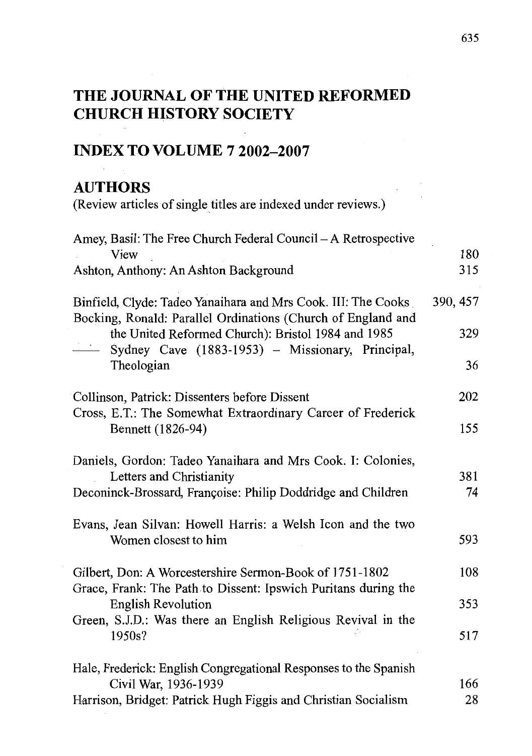# THE JOURNAL OF THE UNITED REFORMED CHURCH HISTORY SOCIETY

## INDEX TO VOLUME 7 2002–2007

### AUTHORS

(Review articles of single titles are indexed under reviews.)

Amey, Basil: The Free Church Federal Council – A Retrospective View 180

Ashton, Anthony: An Ashton Background 315

Binfield, Clyde: Tadeo Yanaihara and Mrs Cook. III: The Cooks 390, 457

Bocking, Ronald: Parallel Ordinations (Church of England and the United Reformed Church): Bristol 1984 and 1985 329

—— Sydney Cave (1883-1953) – Missionary, Principal, Theologian 36

Collinson, Patrick: Dissenters before Dissent 202

Cross, E.T.: The Somewhat Extraordinary Career of Frederick Bennett (1826-94) 155

Daniels, Gordon: Tadeo Yanaihara and Mrs Cook. I: Colonies, Letters and Christianity 381

Deconinck-Brossard, Françoise: Philip Doddridge and Children 74

Evans, Jean Silvan: Howell Harris: a Welsh Icon and the two Women closest to him 593

Gilbert, Don: A Worcestershire Sermon-Book of 1751-1802 108

Grace, Frank: The Path to Dissent: Ipswich Puritans during the English Revolution 353

Green, S.J.D.: Was there an English Religious Revival in the 1950s? 517

Hale, Frederick: English Congregational Responses to the Spanish Civil War, 1936-1939 166

Harrison, Bridget: Patrick Hugh Figgis and Christian Socialism 28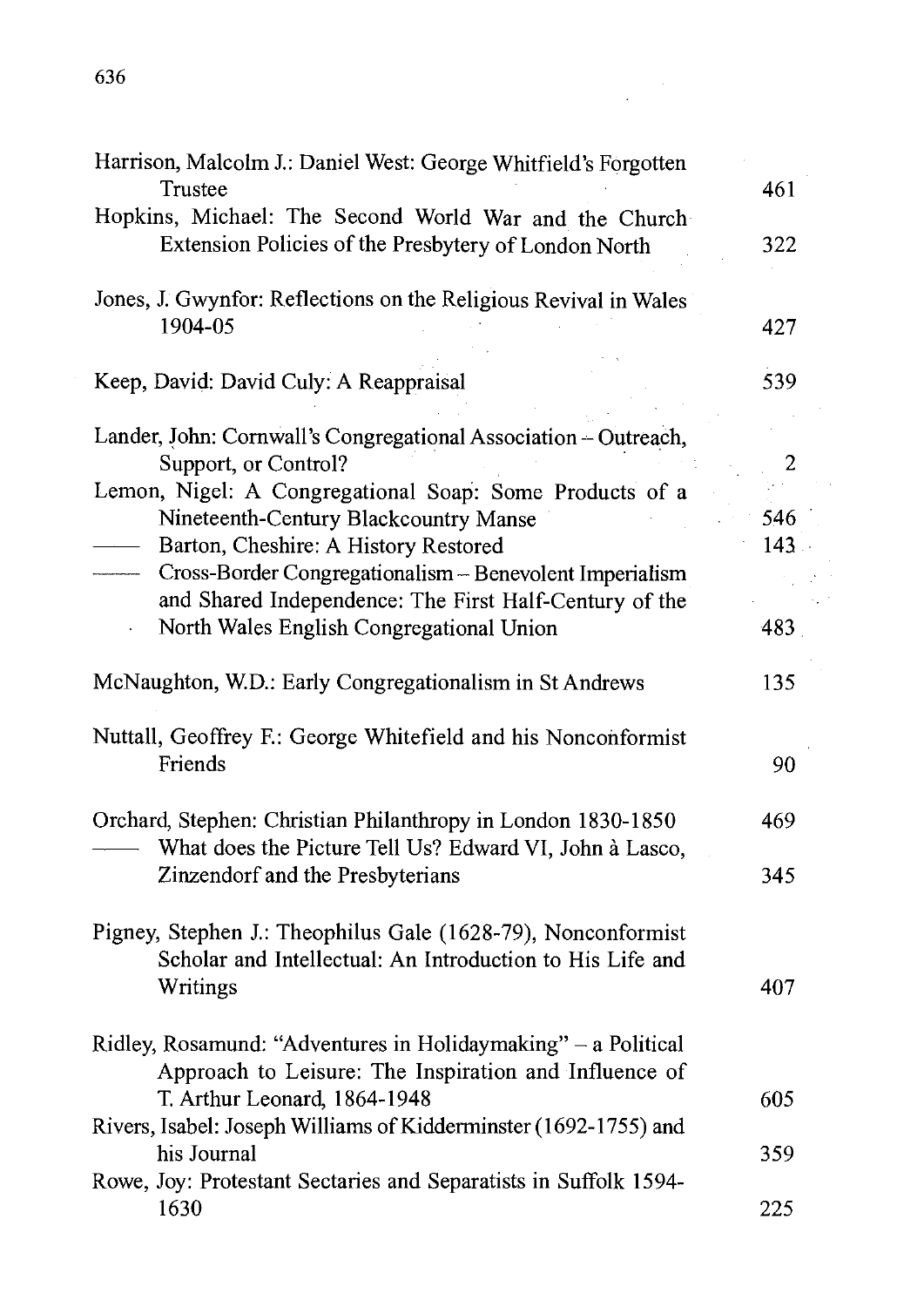Harrison, Malcolm J.: Daniel West: George Whitfield's Forgotten Trustee 461

Hopkins, Michael: The Second World War and the Church Extension Policies of the Presbytery of London North 322

Jones, J. Gwynfor: Reflections on the Religious Revival in Wales 1904-05 427

Keep, David: David Culy: A Reappraisal 539

Lander, John: Cornwall's Congregational Association – Outreach, Support, or Control? 2

Lemon, Nigel: A Congregational Soap: Some Products of a Nineteenth-Century Blackcountry Manse 546

—— Barton, Cheshire: A History Restored 143

—— Cross-Border Congregationalism – Benevolent Imperialism and Shared Independence: The First Half-Century of the North Wales English Congregational Union 483

McNaughton, W.D.: Early Congregationalism in St Andrews 135

Nuttall, Geoffrey F.: George Whitefield and his Nonconformist Friends 90

Orchard, Stephen: Christian Philanthropy in London 1830-1850 469

—— What does the Picture Tell Us? Edward VI, John à Lasco, Zinzendorf and the Presbyterians 345

Pigney, Stephen J.: Theophilus Gale (1628-79), Nonconformist Scholar and Intellectual: An Introduction to His Life and Writings 407

Ridley, Rosamund: "Adventures in Holidaymaking" – a Political Approach to Leisure: The Inspiration and Influence of T. Arthur Leonard, 1864-1948 605

Rivers, Isabel: Joseph Williams of Kidderminster (1692-1755) and his Journal 359

Rowe, Joy: Protestant Sectaries and Separatists in Suffolk 1594-1630 225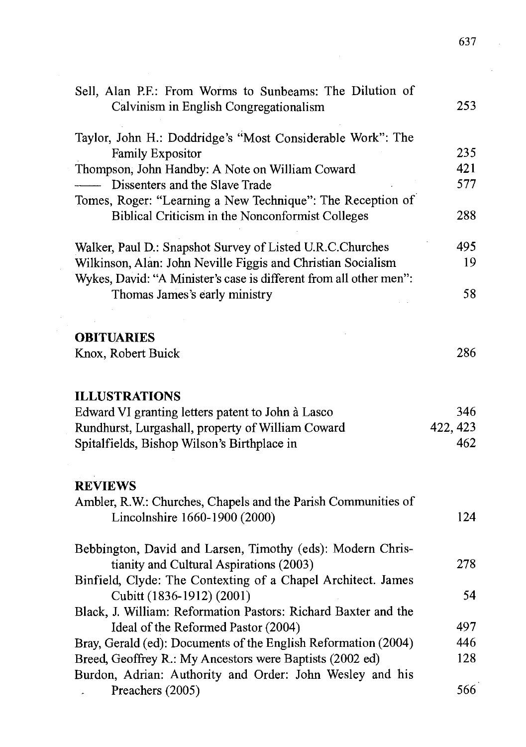Sell, Alan P.F.: From Worms to Sunbeams: The Dilution of Calvinism in English Congregationalism 253

Taylor, John H.: Doddridge's "Most Considerable Work": The Family Expositor 235

Thompson, John Handby: A Note on William Coward 421

—— Dissenters and the Slave Trade 577

Tomes, Roger: "Learning a New Technique": The Reception of Biblical Criticism in the Nonconformist Colleges 288

Walker, Paul D.: Snapshot Survey of Listed U.R.C.Churches 495

Wilkinson, Alan: John Neville Figgis and Christian Socialism 19

Wykes, David: "A Minister's case is different from all other men": Thomas James's early ministry 58

## OBITUARIES

Knox, Robert Buick 286

## ILLUSTRATIONS

Edward VI granting letters patent to John à Lasco 346

Rundhurst, Lurgashall, property of William Coward 422, 423

Spitalfields, Bishop Wilson's Birthplace in 462

## REVIEWS

Ambler, R.W.: Churches, Chapels and the Parish Communities of Lincolnshire 1660-1900 (2000) 124

Bebbington, David and Larsen, Timothy (eds): Modern Christianity and Cultural Aspirations (2003) 278

Binfield, Clyde: The Contexting of a Chapel Architect. James Cubitt (1836-1912) (2001) 54

Black, J. William: Reformation Pastors: Richard Baxter and the Ideal of the Reformed Pastor (2004) 497

Bray, Gerald (ed): Documents of the English Reformation (2004) 446

Breed, Geoffrey R.: My Ancestors were Baptists (2002 ed) 128

Burdon, Adrian: Authority and Order: John Wesley and his Preachers (2005) 566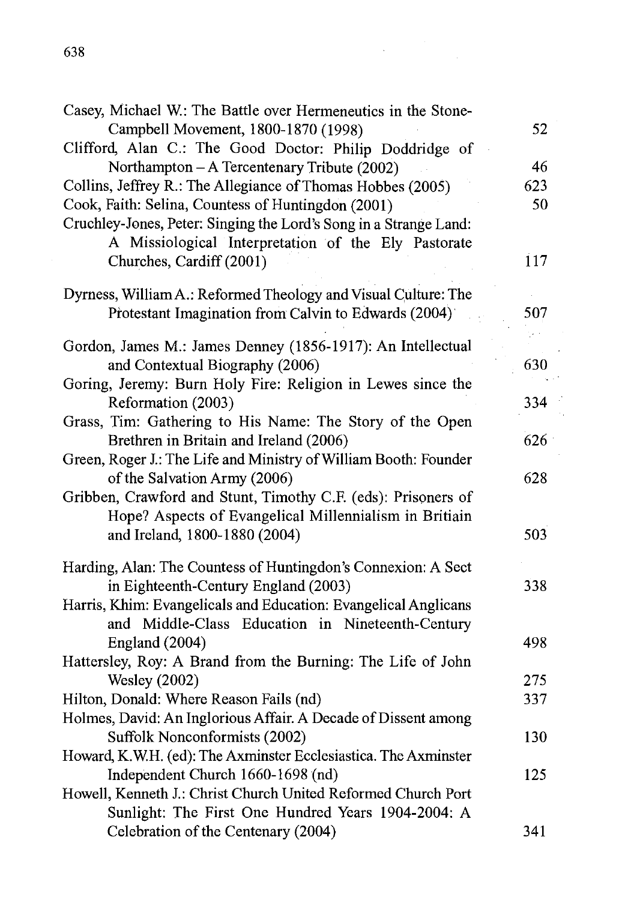Casey, Michael W.: The Battle over Hermeneutics in the Stone-Campbell Movement, 1800-1870 (1998) 52

Clifford, Alan C.: The Good Doctor: Philip Doddridge of Northampton – A Tercentenary Tribute (2002) 46

Collins, Jeffrey R.: The Allegiance of Thomas Hobbes (2005) 623

Cook, Faith: Selina, Countess of Huntingdon (2001) 50

Cruchley-Jones, Peter: Singing the Lord's Song in a Strange Land: A Missiological Interpretation of the Ely Pastorate Churches, Cardiff (2001) 117

Dyrness, William A.: Reformed Theology and Visual Culture: The Protestant Imagination from Calvin to Edwards (2004) 507

Gordon, James M.: James Denney (1856-1917): An Intellectual and Contextual Biography (2006) 630

Goring, Jeremy: Burn Holy Fire: Religion in Lewes since the Reformation (2003) 334

Grass, Tim: Gathering to His Name: The Story of the Open Brethren in Britain and Ireland (2006) 626

Green, Roger J.: The Life and Ministry of William Booth: Founder of the Salvation Army (2006) 628

Gribben, Crawford and Stunt, Timothy C.F. (eds): Prisoners of Hope? Aspects of Evangelical Millennialism in Britiain and Ireland, 1800-1880 (2004) 503

Harding, Alan: The Countess of Huntingdon's Connexion: A Sect in Eighteenth-Century England (2003) 338

Harris, Khim: Evangelicals and Education: Evangelical Anglicans and Middle-Class Education in Nineteenth-Century England (2004) 498

Hattersley, Roy: A Brand from the Burning: The Life of John Wesley (2002) 275

Hilton, Donald: Where Reason Fails (nd) 337

Holmes, David: An Inglorious Affair. A Decade of Dissent among Suffolk Nonconformists (2002) 130

Howard, K.W.H. (ed): The Axminster Ecclesiastica. The Axminster Independent Church 1660-1698 (nd) 125

Howell, Kenneth J.: Christ Church United Reformed Church Port Sunlight: The First One Hundred Years 1904-2004: A Celebration of the Centenary (2004) 341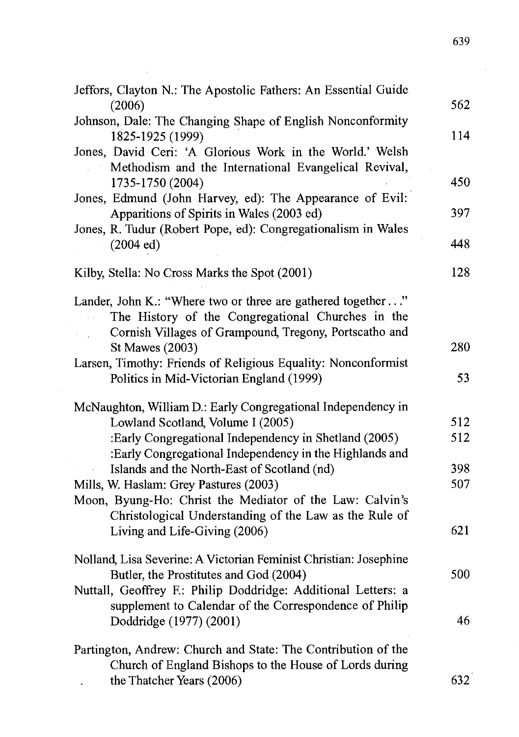| | |
|---|---|
| Jeffors, Clayton N.: The Apostolic Fathers: An Essential Guide (2006) | 562 |
| Johnson, Dale: The Changing Shape of English Nonconformity 1825-1925 (1999) | 114 |
| Jones, David Ceri: 'A Glorious Work in the World.' Welsh Methodism and the International Evangelical Revival, 1735-1750 (2004) | 450 |
| Jones, Edmund (John Harvey, ed): The Appearance of Evil: Apparitions of Spirits in Wales (2003 ed) | 397 |
| Jones, R. Tudur (Robert Pope, ed): Congregationalism in Wales (2004 ed) | 448 |
| Kilby, Stella: No Cross Marks the Spot (2001) | 128 |
| Lander, John K.: "Where two or three are gathered together..." The History of the Congregational Churches in the Cornish Villages of Grampound, Tregony, Portscatho and St Mawes (2003) | 280 |
| Larsen, Timothy: Friends of Religious Equality: Nonconformist Politics in Mid-Victorian England (1999) | 53 |
| McNaughton, William D.: Early Congregational Independency in Lowland Scotland, Volume I (2005) | 512 |
| :Early Congregational Independency in Shetland (2005) | 512 |
| :Early Congregational Independency in the Highlands and Islands and the North-East of Scotland (nd) | 398 |
| Mills, W. Haslam: Grey Pastures (2003) | 507 |
| Moon, Byung-Ho: Christ the Mediator of the Law: Calvin's Christological Understanding of the Law as the Rule of Living and Life-Giving (2006) | 621 |
| Nolland, Lisa Severine: A Victorian Feminist Christian: Josephine Butler, the Prostitutes and God (2004) | 500 |
| Nuttall, Geoffrey F.: Philip Doddridge: Additional Letters: a supplement to Calendar of the Correspondence of Philip Doddridge (1977) (2001) | 46 |
| Partington, Andrew: Church and State: The Contribution of the Church of England Bishops to the House of Lords during the Thatcher Years (2006) | 632 |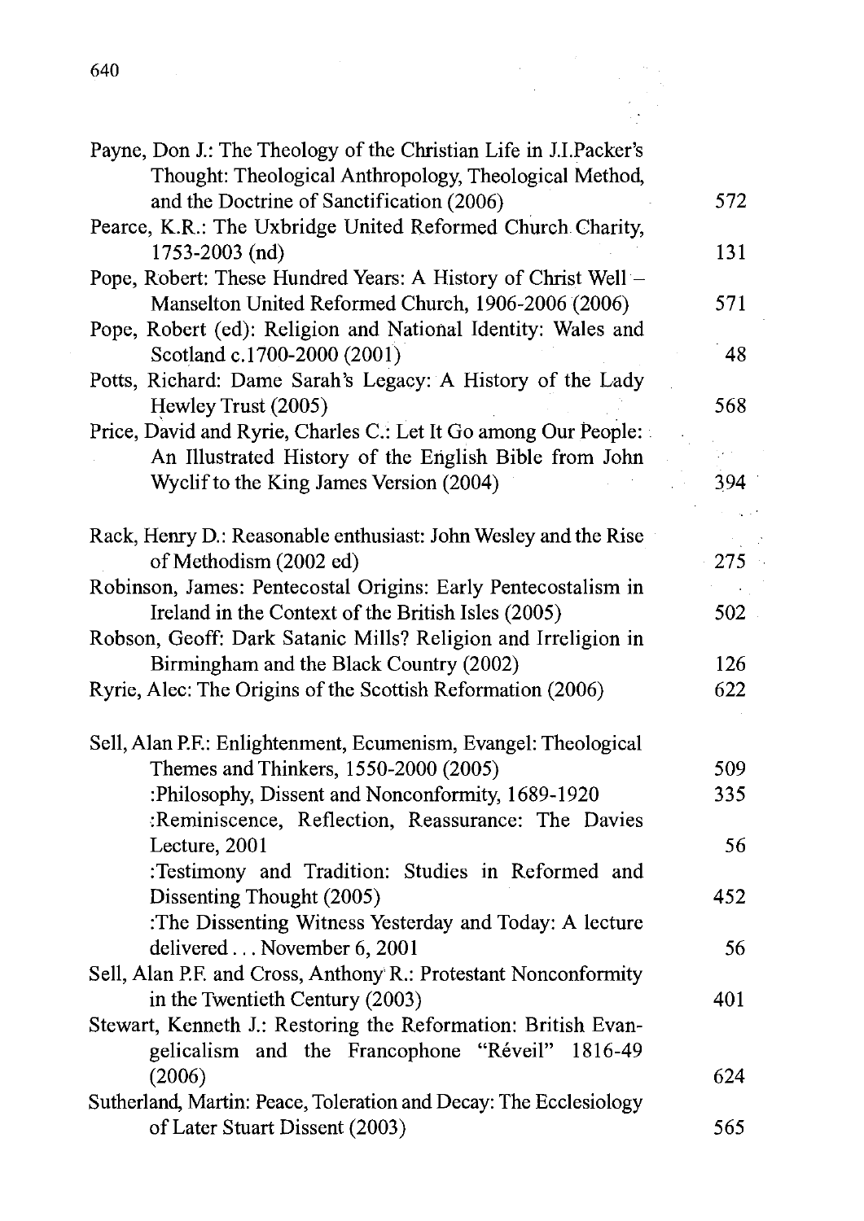Payne, Don J.: The Theology of the Christian Life in J.I.Packer's Thought: Theological Anthropology, Theological Method, and the Doctrine of Sanctification (2006) 572

Pearce, K.R.: The Uxbridge United Reformed Church Charity, 1753-2003 (nd) 131

Pope, Robert: These Hundred Years: A History of Christ Well – Manselton United Reformed Church, 1906-2006 (2006) 571

Pope, Robert (ed): Religion and National Identity: Wales and Scotland c.1700-2000 (2001) 48

Potts, Richard: Dame Sarah's Legacy: A History of the Lady Hewley Trust (2005) 568

Price, David and Ryrie, Charles C.: Let It Go among Our People: An Illustrated History of the English Bible from John Wyclif to the King James Version (2004) 394

Rack, Henry D.: Reasonable enthusiast: John Wesley and the Rise of Methodism (2002 ed) 275

Robinson, James: Pentecostal Origins: Early Pentecostalism in Ireland in the Context of the British Isles (2005) 502

Robson, Geoff: Dark Satanic Mills? Religion and Irreligion in Birmingham and the Black Country (2002) 126

Ryrie, Alec: The Origins of the Scottish Reformation (2006) 622

Sell, Alan P.F.: Enlightenment, Ecumenism, Evangel: Theological Themes and Thinkers, 1550-2000 (2005) 509

:Philosophy, Dissent and Nonconformity, 1689-1920 335

:Reminiscence, Reflection, Reassurance: The Davies Lecture, 2001 56

:Testimony and Tradition: Studies in Reformed and Dissenting Thought (2005) 452

:The Dissenting Witness Yesterday and Today: A lecture delivered . . . November 6, 2001 56

Sell, Alan P.F. and Cross, Anthony R.: Protestant Nonconformity in the Twentieth Century (2003) 401

Stewart, Kenneth J.: Restoring the Reformation: British Evangelicalism and the Francophone "Réveil" 1816-49 (2006) 624

Sutherland, Martin: Peace, Toleration and Decay: The Ecclesiology of Later Stuart Dissent (2003) 565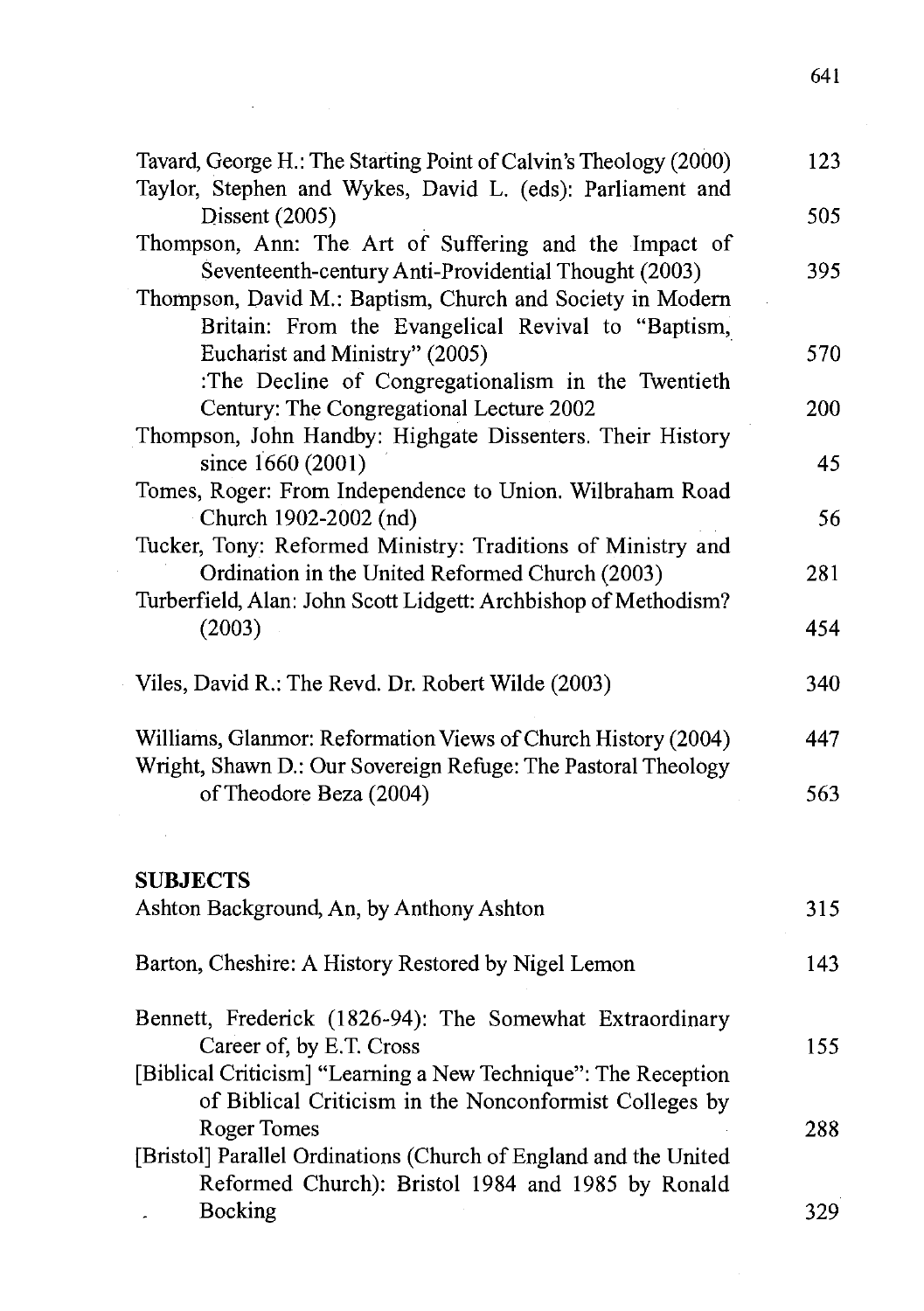Tavard, George H.: The Starting Point of Calvin's Theology (2000) 123

Taylor, Stephen and Wykes, David L. (eds): Parliament and Dissent (2005) 505

Thompson, Ann: The Art of Suffering and the Impact of Seventeenth-century Anti-Providential Thought (2003) 395

Thompson, David M.: Baptism, Church and Society in Modern Britain: From the Evangelical Revival to "Baptism, Eucharist and Ministry" (2005) 570

:The Decline of Congregationalism in the Twentieth Century: The Congregational Lecture 2002 200

Thompson, John Handby: Highgate Dissenters. Their History since 1660 (2001) 45

Tomes, Roger: From Independence to Union. Wilbraham Road Church 1902-2002 (nd) 56

Tucker, Tony: Reformed Ministry: Traditions of Ministry and Ordination in the United Reformed Church (2003) 281

Turberfield, Alan: John Scott Lidgett: Archbishop of Methodism? (2003) 454

Viles, David R.: The Revd. Dr. Robert Wilde (2003) 340

Williams, Glanmor: Reformation Views of Church History (2004) 447

Wright, Shawn D.: Our Sovereign Refuge: The Pastoral Theology of Theodore Beza (2004) 563

**SUBJECTS**

Ashton Background, An, by Anthony Ashton 315

Barton, Cheshire: A History Restored by Nigel Lemon 143

Bennett, Frederick (1826-94): The Somewhat Extraordinary Career of, by E.T. Cross 155

[Biblical Criticism] "Learning a New Technique": The Reception of Biblical Criticism in the Nonconformist Colleges by Roger Tomes 288

[Bristol] Parallel Ordinations (Church of England and the United Reformed Church): Bristol 1984 and 1985 by Ronald Bocking 329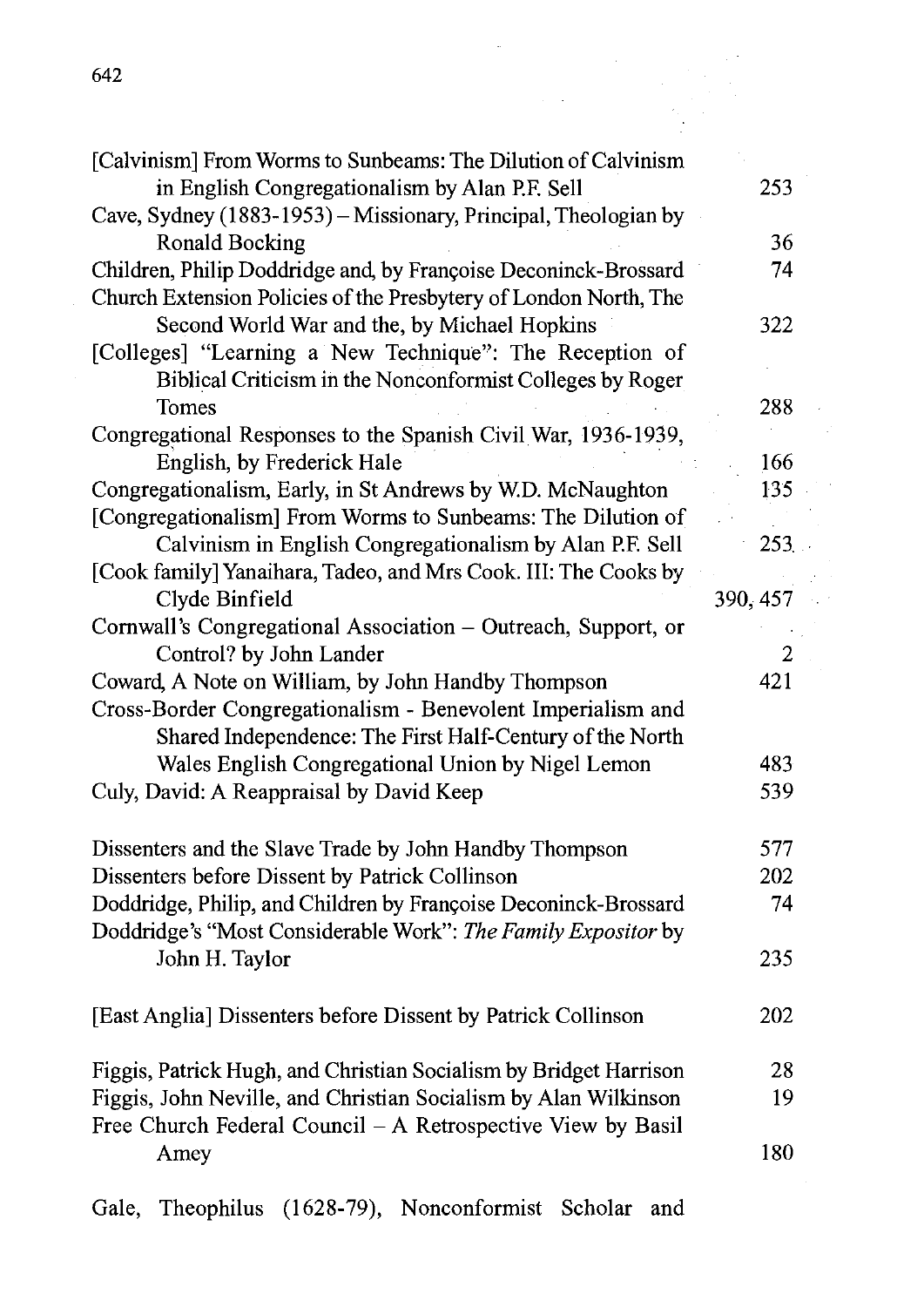[Calvinism] From Worms to Sunbeams: The Dilution of Calvinism in English Congregationalism by Alan P.F. Sell 253

Cave, Sydney (1883-1953) – Missionary, Principal, Theologian by Ronald Bocking 36

Children, Philip Doddridge and, by Françoise Deconinck-Brossard 74

Church Extension Policies of the Presbytery of London North, The Second World War and the, by Michael Hopkins 322

[Colleges] "Learning a New Technique": The Reception of Biblical Criticism in the Nonconformist Colleges by Roger Tomes 288

Congregational Responses to the Spanish Civil War, 1936-1939, English, by Frederick Hale 166

Congregationalism, Early, in St Andrews by W.D. McNaughton 135

[Congregationalism] From Worms to Sunbeams: The Dilution of Calvinism in English Congregationalism by Alan P.F. Sell 253

[Cook family] Yanaihara, Tadeo, and Mrs Cook. III: The Cooks by Clyde Binfield 390, 457

Cornwall's Congregational Association – Outreach, Support, or Control? by John Lander 2

Coward, A Note on William, by John Handby Thompson 421

Cross-Border Congregationalism - Benevolent Imperialism and Shared Independence: The First Half-Century of the North Wales English Congregational Union by Nigel Lemon 483

Culy, David: A Reappraisal by David Keep 539

Dissenters and the Slave Trade by John Handby Thompson 577

Dissenters before Dissent by Patrick Collinson 202

Doddridge, Philip, and Children by Françoise Deconinck-Brossard 74

Doddridge's "Most Considerable Work": *The Family Expositor* by John H. Taylor 235

[East Anglia] Dissenters before Dissent by Patrick Collinson 202

Figgis, Patrick Hugh, and Christian Socialism by Bridget Harrison 28

Figgis, John Neville, and Christian Socialism by Alan Wilkinson 19

Free Church Federal Council – A Retrospective View by Basil Amey 180

Gale, Theophilus (1628-79), Nonconformist Scholar and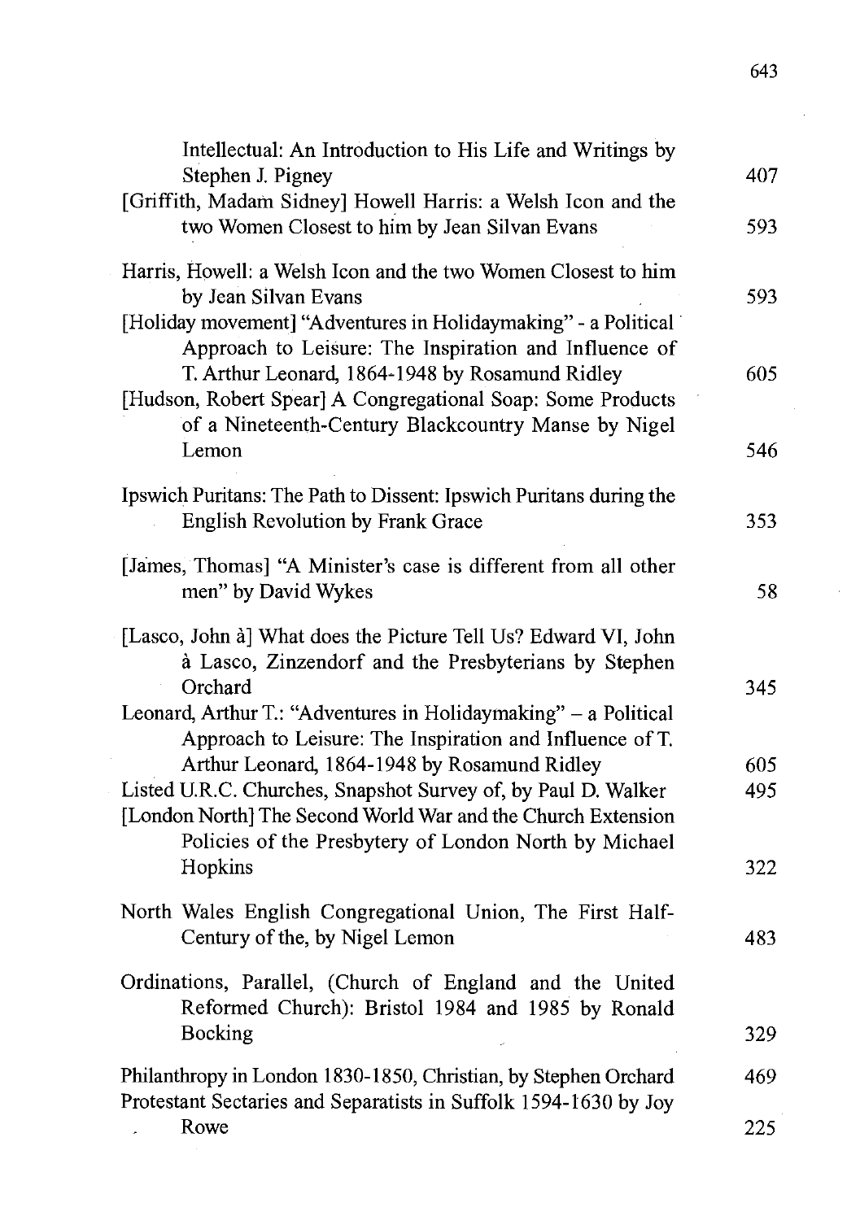Intellectual: An Introduction to His Life and Writings by Stephen J. Pigney 407

[Griffith, Madam Sidney] Howell Harris: a Welsh Icon and the two Women Closest to him by Jean Silvan Evans 593

Harris, Howell: a Welsh Icon and the two Women Closest to him by Jean Silvan Evans 593

[Holiday movement] "Adventures in Holidaymaking" - a Political Approach to Leisure: The Inspiration and Influence of T. Arthur Leonard, 1864-1948 by Rosamund Ridley 605

[Hudson, Robert Spear] A Congregational Soap: Some Products of a Nineteenth-Century Blackcountry Manse by Nigel Lemon 546

Ipswich Puritans: The Path to Dissent: Ipswich Puritans during the English Revolution by Frank Grace 353

[James, Thomas] "A Minister's case is different from all other men" by David Wykes 58

[Lasco, John à] What does the Picture Tell Us? Edward VI, John à Lasco, Zinzendorf and the Presbyterians by Stephen Orchard 345

Leonard, Arthur T.: "Adventures in Holidaymaking" – a Political Approach to Leisure: The Inspiration and Influence of T. Arthur Leonard, 1864-1948 by Rosamund Ridley 605

Listed U.R.C. Churches, Snapshot Survey of, by Paul D. Walker 495

[London North] The Second World War and the Church Extension Policies of the Presbytery of London North by Michael Hopkins 322

North Wales English Congregational Union, The First Half-Century of the, by Nigel Lemon 483

Ordinations, Parallel, (Church of England and the United Reformed Church): Bristol 1984 and 1985 by Ronald Bocking 329

Philanthropy in London 1830-1850, Christian, by Stephen Orchard 469

Protestant Sectaries and Separatists in Suffolk 1594-1630 by Joy Rowe 225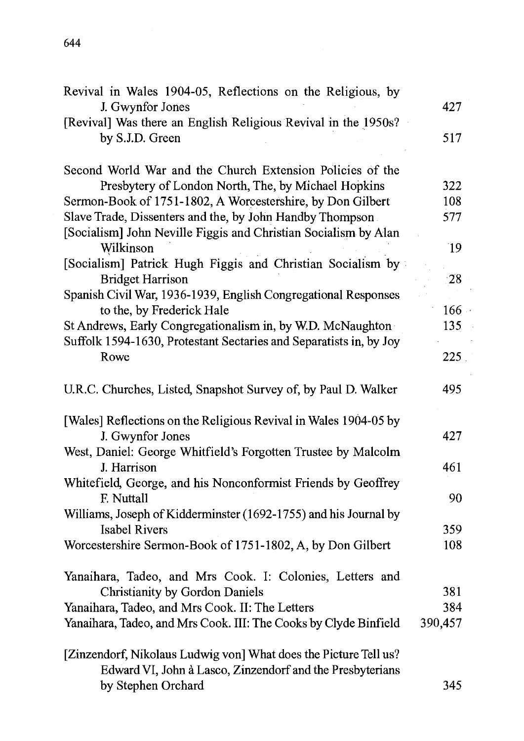Revival in Wales 1904-05, Reflections on the Religious, by J. Gwynfor Jones 427

[Revival] Was there an English Religious Revival in the 1950s? by S.J.D. Green 517

Second World War and the Church Extension Policies of the Presbytery of London North, The, by Michael Hopkins 322

Sermon-Book of 1751-1802, A Worcestershire, by Don Gilbert 108

Slave Trade, Dissenters and the, by John Handby Thompson 577

[Socialism] John Neville Figgis and Christian Socialism by Alan Wilkinson 19

[Socialism] Patrick Hugh Figgis and Christian Socialism by Bridget Harrison 28

Spanish Civil War, 1936-1939, English Congregational Responses to the, by Frederick Hale 166

St Andrews, Early Congregationalism in, by W.D. McNaughton 135

Suffolk 1594-1630, Protestant Sectaries and Separatists in, by Joy Rowe 225

U.R.C. Churches, Listed, Snapshot Survey of, by Paul D. Walker 495

[Wales] Reflections on the Religious Revival in Wales 1904-05 by J. Gwynfor Jones 427

West, Daniel: George Whitfield's Forgotten Trustee by Malcolm J. Harrison 461

Whitefield, George, and his Nonconformist Friends by Geoffrey F. Nuttall 90

Williams, Joseph of Kidderminster (1692-1755) and his Journal by Isabel Rivers 359

Worcestershire Sermon-Book of 1751-1802, A, by Don Gilbert 108

Yanaihara, Tadeo, and Mrs Cook. I: Colonies, Letters and Christianity by Gordon Daniels 381

Yanaihara, Tadeo, and Mrs Cook. II: The Letters 384

Yanaihara, Tadeo, and Mrs Cook. III: The Cooks by Clyde Binfield 390,457

[Zinzendorf, Nikolaus Ludwig von] What does the Picture Tell us? Edward VI, John à Lasco, Zinzendorf and the Presbyterians by Stephen Orchard 345